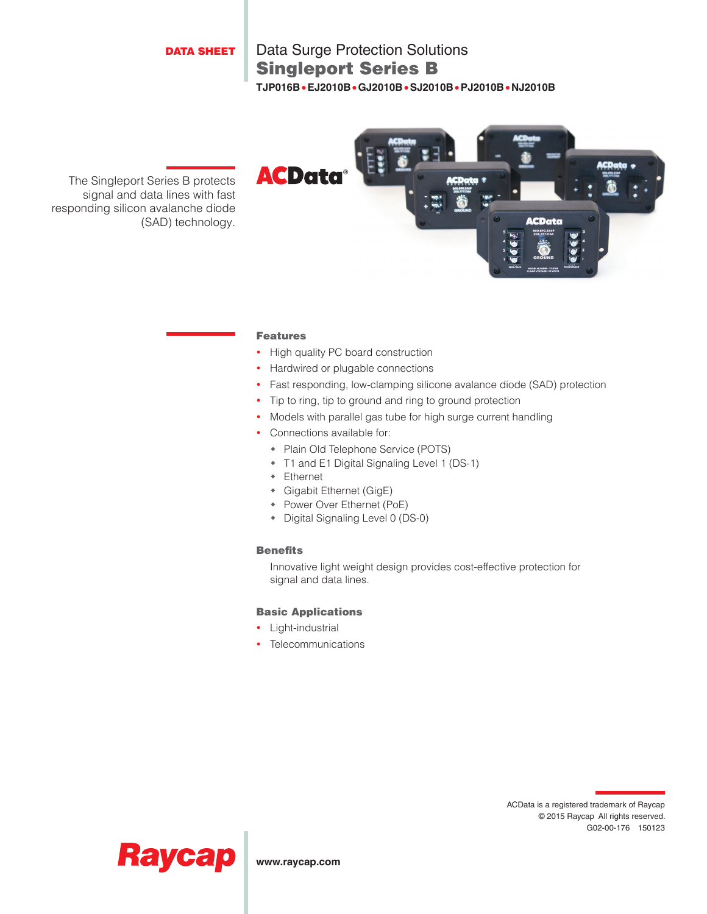DATA SHEET

# Data Surge Protection Solutions

## Singleport Series B

**TJP016B • EJ2010B • GJ2010B • SJ2010B • PJ2010B • NJ2010B**

The Singleport Series B protects signal and data lines with fast responding silicon avalanche diode (SAD) technology.

### Features

- High quality PC board construction
- Hardwired or plugable connections
- Fast responding, low-clamping silicone avalance diode (SAD) protection
- Tip to ring, tip to ground and ring to ground protection
- Models with parallel gas tube for high surge current handling
- Connections available for:
  - Plain Old Telephone Service (POTS)
  - T1 and E1 Digital Signaling Level 1 (DS-1)
  - Ethernet
  - Gigabit Ethernet (GigE)
  - Power Over Ethernet (PoE)
  - Digital Signaling Level 0 (DS-0)

### Benefits

Innovative light weight design provides cost-effective protection for signal and data lines.

### Basic Applications

- Light-industrial
- Telecommunications

ACData is a registered trademark of Raycap
© 2015 Raycap All rights reserved.
G02-00-176 150123

www.raycap.com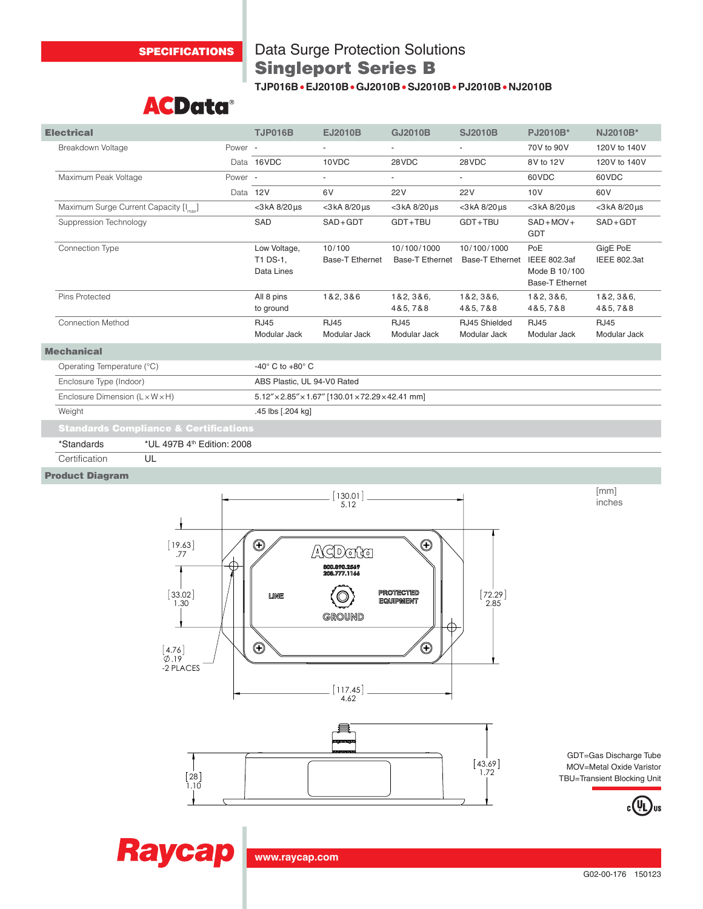**SPECIFICATIONS**

# Data Surge Protection Solutions

## Singleport Series B

**TJP016B • EJ2010B • GJ2010B • SJ2010B • PJ2010B • NJ2010B**

ACData®

| Electrical | | TJP016B | EJ2010B | GJ2010B | SJ2010B | PJ2010B* | NJ2010B* |
|---|---|---|---|---|---|---|---|
| Breakdown Voltage | Power | - | - | - | - | 70V to 90V | 120V to 140V |
| | Data | 16VDC | 10VDC | 28VDC | 28VDC | 8V to 12V | 120V to 140V |
| Maximum Peak Voltage | Power | - | - | - | - | 60VDC | 60VDC |
| | Data | 12V | 6V | 22V | 22V | 10V | 60V |
| Maximum Surge Current Capacity [$I_{max}$] | | <3kA 8/20µs | <3kA 8/20µs | <3kA 8/20µs | <3kA 8/20µs | <3kA 8/20µs | <3kA 8/20µs |
| Suppression Technology | | SAD | SAD+GDT | GDT+TBU | GDT+TBU | SAD+MOV+GDT | SAD+GDT |
| Connection Type | | Low Voltage, T1 DS-1, Data Lines | 10/100 Base-T Ethernet | 10/100/1000 Base-T Ethernet | 10/100/1000 Base-T Ethernet | PoE IEEE 802.3af Mode B 10/100 Base-T Ethernet | GigE PoE IEEE 802.3at |
| Pins Protected | | All 8 pins to ground | 1&2, 3&6 | 1&2, 3&6, 4&5, 7&8 | 1&2, 3&6, 4&5, 7&8 | 1&2, 3&6, 4&5, 7&8 | 1&2, 3&6, 4&5, 7&8 |
| Connection Method | | RJ45 Modular Jack | RJ45 Modular Jack | RJ45 Modular Jack | RJ45 Shielded Modular Jack | RJ45 Modular Jack | RJ45 Modular Jack |

| Mechanical | |
|---|---|
| Operating Temperature (°C) | -40° C to +80° C |
| Enclosure Type (Indoor) | ABS Plastic, UL 94-V0 Rated |
| Enclosure Dimension (L×W×H) | 5.12″×2.85″×1.67″ [130.01×72.29×42.41 mm] |
| Weight | .45 lbs [.204 kg] |

| Standards Compliance & Certifications | |
|---|---|
| *Standards | *UL 497B 4th Edition: 2008 |
| Certification | UL |

**Product Diagram**

[mm]
inches

[130.01] 5.12
[19.63] .77
[33.02] 1.30
[4.76] Ø.19 -2 PLACES
[72.29] 2.85
[117.45] 4.62
ACData
800.890.2569
208.777.1166
LINE
GROUND
PROTECTED EQUIPMENT
[28] 1.10
[43.69] 1.72

GDT=Gas Discharge Tube
MOV=Metal Oxide Varistor
TBU=Transient Blocking Unit

Raycap

www.raycap.com

G02-00-176 150123